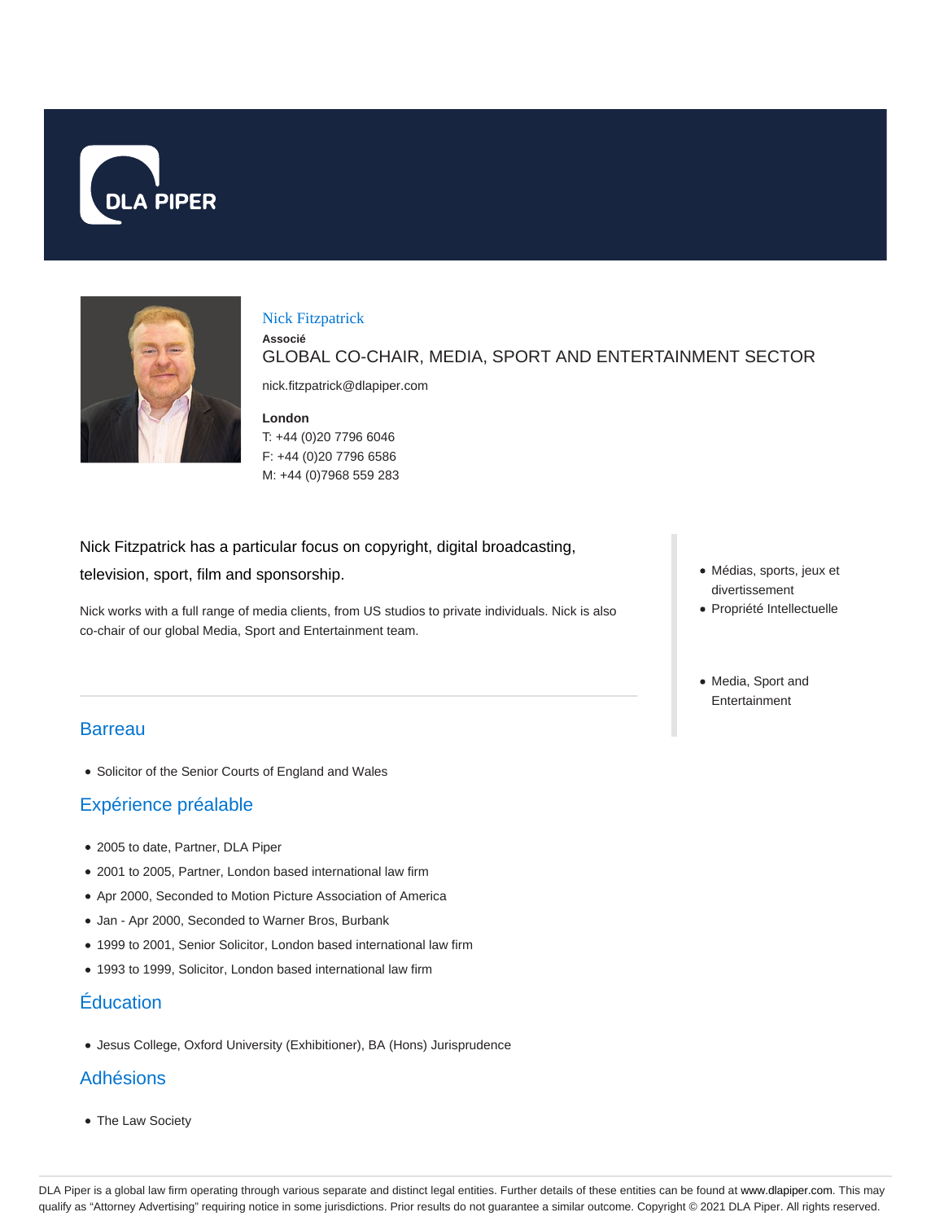# Nick Fitzpatrick

**Associé**

GLOBAL CO-CHAIR, MEDIA, SPORT AND ENTERTAINMENT SECTOR

nick.fitzpatrick@dlapiper.com

**London**
T: +44 (0)20 7796 6046
F: +44 (0)20 7796 6586
M: +44 (0)7968 559 283

Nick Fitzpatrick has a particular focus on copyright, digital broadcasting, television, sport, film and sponsorship.

Nick works with a full range of media clients, from US studios to private individuals. Nick is also co-chair of our global Media, Sport and Entertainment team.

- Médias, sports, jeux et divertissement
- Propriété Intellectuelle

- Media, Sport and Entertainment

## Barreau

- Solicitor of the Senior Courts of England and Wales

## Expérience préalable

- 2005 to date, Partner, DLA Piper
- 2001 to 2005, Partner, London based international law firm
- Apr 2000, Seconded to Motion Picture Association of America
- Jan - Apr 2000, Seconded to Warner Bros, Burbank
- 1999 to 2001, Senior Solicitor, London based international law firm
- 1993 to 1999, Solicitor, London based international law firm

## Éducation

- Jesus College, Oxford University (Exhibitioner), BA (Hons) Jurisprudence

## Adhésions

- The Law Society

DLA Piper is a global law firm operating through various separate and distinct legal entities. Further details of these entities can be found at www.dlapiper.com. This may qualify as "Attorney Advertising" requiring notice in some jurisdictions. Prior results do not guarantee a similar outcome. Copyright © 2021 DLA Piper. All rights reserved.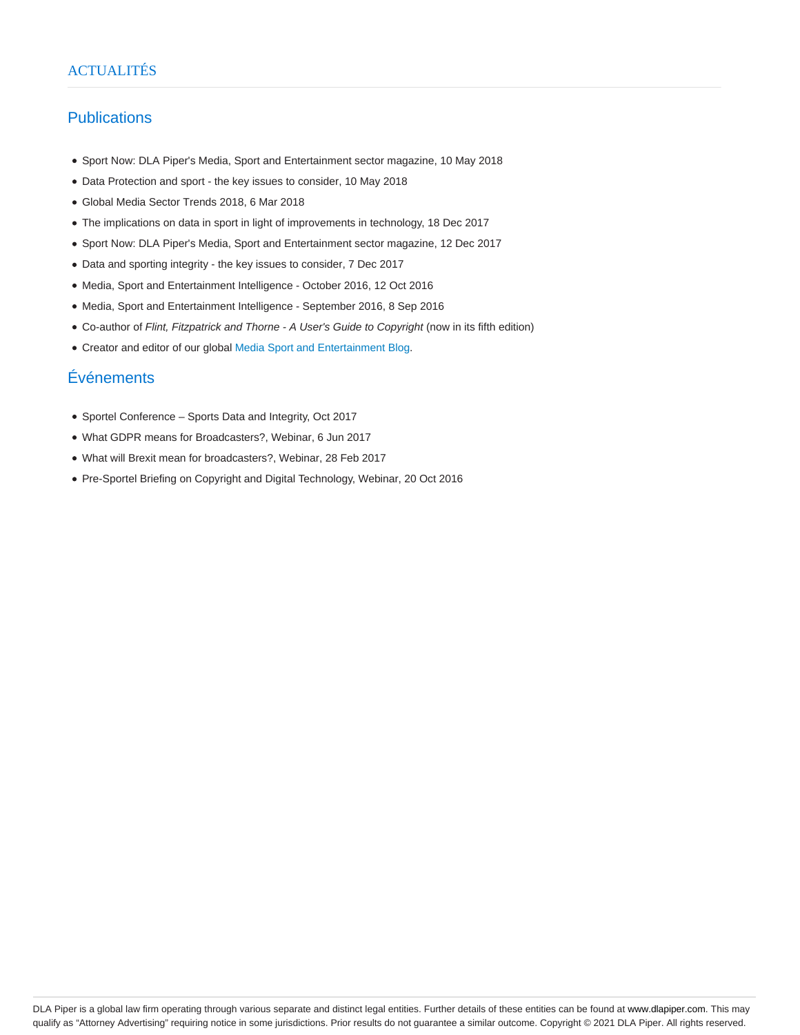## ACTUALITÉS

### Publications

- Sport Now: DLA Piper's Media, Sport and Entertainment sector magazine, 10 May 2018
- Data Protection and sport - the key issues to consider, 10 May 2018
- Global Media Sector Trends 2018, 6 Mar 2018
- The implications on data in sport in light of improvements in technology, 18 Dec 2017
- Sport Now: DLA Piper's Media, Sport and Entertainment sector magazine, 12 Dec 2017
- Data and sporting integrity - the key issues to consider, 7 Dec 2017
- Media, Sport and Entertainment Intelligence - October 2016, 12 Oct 2016
- Media, Sport and Entertainment Intelligence - September 2016, 8 Sep 2016
- Co-author of *Flint, Fitzpatrick and Thorne - A User's Guide to Copyright* (now in its fifth edition)
- Creator and editor of our global Media Sport and Entertainment Blog.

### Événements

- Sportel Conference – Sports Data and Integrity, Oct 2017
- What GDPR means for Broadcasters?, Webinar, 6 Jun 2017
- What will Brexit mean for broadcasters?, Webinar, 28 Feb 2017
- Pre-Sportel Briefing on Copyright and Digital Technology, Webinar, 20 Oct 2016

DLA Piper is a global law firm operating through various separate and distinct legal entities. Further details of these entities can be found at www.dlapiper.com. This may qualify as "Attorney Advertising" requiring notice in some jurisdictions. Prior results do not guarantee a similar outcome. Copyright © 2021 DLA Piper. All rights reserved.